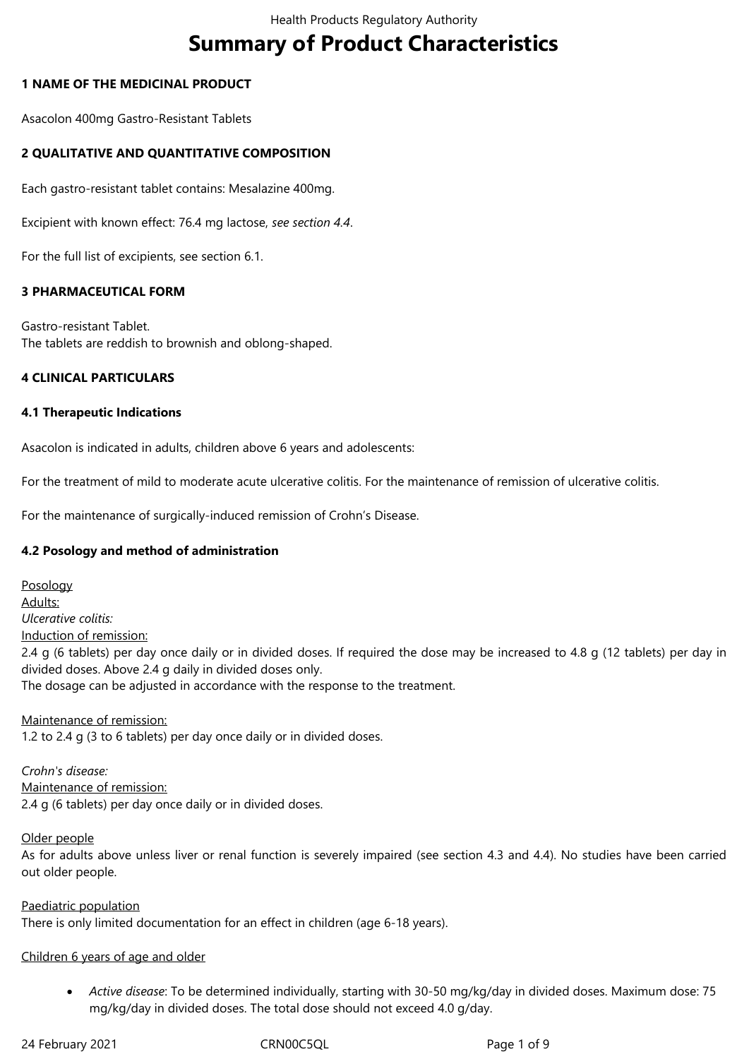# Summary of Product Characteristics

**1 NAME OF THE MEDICINAL PRODUCT**

Asacolon 400mg Gastro-Resistant Tablets

**2 QUALITATIVE AND QUANTITATIVE COMPOSITION**

Each gastro-resistant tablet contains: Mesalazine 400mg.

Excipient with known effect: 76.4 mg lactose, *see section 4.4*.

For the full list of excipients, see section 6.1.

**3 PHARMACEUTICAL FORM**

Gastro-resistant Tablet.
The tablets are reddish to brownish and oblong-shaped.

**4 CLINICAL PARTICULARS**

**4.1 Therapeutic Indications**

Asacolon is indicated in adults, children above 6 years and adolescents:

For the treatment of mild to moderate acute ulcerative colitis. For the maintenance of remission of ulcerative colitis.

For the maintenance of surgically-induced remission of Crohn's Disease.

**4.2 Posology and method of administration**

Posology
Adults:
*Ulcerative colitis:*
Induction of remission:
2.4 g (6 tablets) per day once daily or in divided doses. If required the dose may be increased to 4.8 g (12 tablets) per day in divided doses. Above 2.4 g daily in divided doses only.
The dosage can be adjusted in accordance with the response to the treatment.

Maintenance of remission:
1.2 to 2.4 g (3 to 6 tablets) per day once daily or in divided doses.

*Crohn's disease:*
Maintenance of remission:
2.4 g (6 tablets) per day once daily or in divided doses.

Older people
As for adults above unless liver or renal function is severely impaired (see section 4.3 and 4.4). No studies have been carried out older people.

Paediatric population
There is only limited documentation for an effect in children (age 6-18 years).

Children 6 years of age and older

- *Active disease*: To be determined individually, starting with 30-50 mg/kg/day in divided doses. Maximum dose: 75 mg/kg/day in divided doses. The total dose should not exceed 4.0 g/day.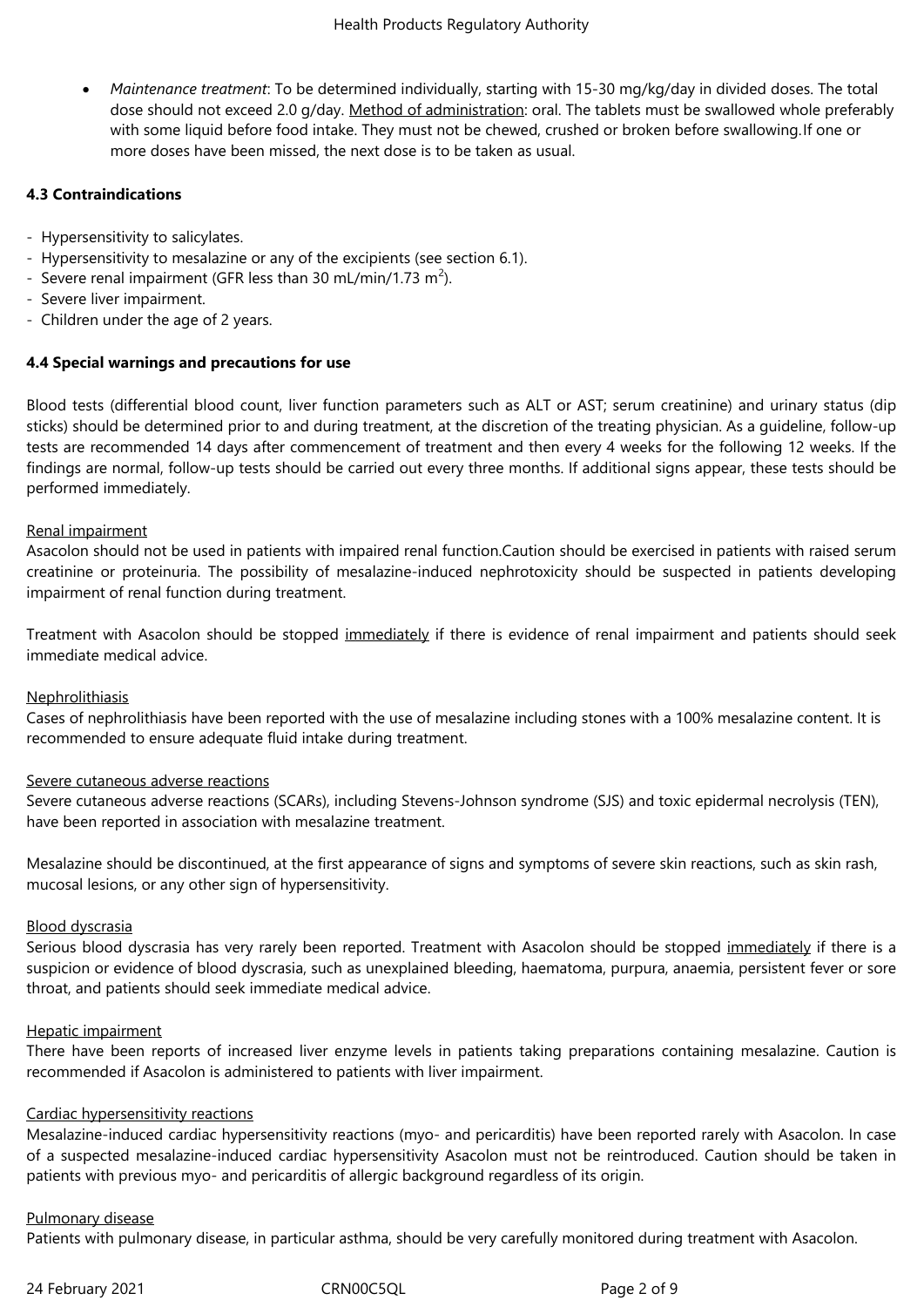- *Maintenance treatment*: To be determined individually, starting with 15-30 mg/kg/day in divided doses. The total dose should not exceed 2.0 g/day. Method of administration: oral. The tablets must be swallowed whole preferably with some liquid before food intake. They must not be chewed, crushed or broken before swallowing.If one or more doses have been missed, the next dose is to be taken as usual.

**4.3 Contraindications**

- Hypersensitivity to salicylates.
- Hypersensitivity to mesalazine or any of the excipients (see section 6.1).
- Severe renal impairment (GFR less than 30 mL/min/1.73 $m^2$).
- Severe liver impairment.
- Children under the age of 2 years.

**4.4 Special warnings and precautions for use**

Blood tests (differential blood count, liver function parameters such as ALT or AST; serum creatinine) and urinary status (dip sticks) should be determined prior to and during treatment, at the discretion of the treating physician. As a guideline, follow-up tests are recommended 14 days after commencement of treatment and then every 4 weeks for the following 12 weeks. If the findings are normal, follow-up tests should be carried out every three months. If additional signs appear, these tests should be performed immediately.

Renal impairment

Asacolon should not be used in patients with impaired renal function.Caution should be exercised in patients with raised serum creatinine or proteinuria. The possibility of mesalazine-induced nephrotoxicity should be suspected in patients developing impairment of renal function during treatment.

Treatment with Asacolon should be stopped immediately if there is evidence of renal impairment and patients should seek immediate medical advice.

Nephrolithiasis

Cases of nephrolithiasis have been reported with the use of mesalazine including stones with a 100% mesalazine content. It is recommended to ensure adequate fluid intake during treatment.

Severe cutaneous adverse reactions

Severe cutaneous adverse reactions (SCARs), including Stevens-Johnson syndrome (SJS) and toxic epidermal necrolysis (TEN), have been reported in association with mesalazine treatment.

Mesalazine should be discontinued, at the first appearance of signs and symptoms of severe skin reactions, such as skin rash, mucosal lesions, or any other sign of hypersensitivity.

Blood dyscrasia

Serious blood dyscrasia has very rarely been reported. Treatment with Asacolon should be stopped immediately if there is a suspicion or evidence of blood dyscrasia, such as unexplained bleeding, haematoma, purpura, anaemia, persistent fever or sore throat, and patients should seek immediate medical advice.

Hepatic impairment

There have been reports of increased liver enzyme levels in patients taking preparations containing mesalazine. Caution is recommended if Asacolon is administered to patients with liver impairment.

Cardiac hypersensitivity reactions

Mesalazine-induced cardiac hypersensitivity reactions (myo- and pericarditis) have been reported rarely with Asacolon. In case of a suspected mesalazine-induced cardiac hypersensitivity Asacolon must not be reintroduced. Caution should be taken in patients with previous myo- and pericarditis of allergic background regardless of its origin.

Pulmonary disease

Patients with pulmonary disease, in particular asthma, should be very carefully monitored during treatment with Asacolon.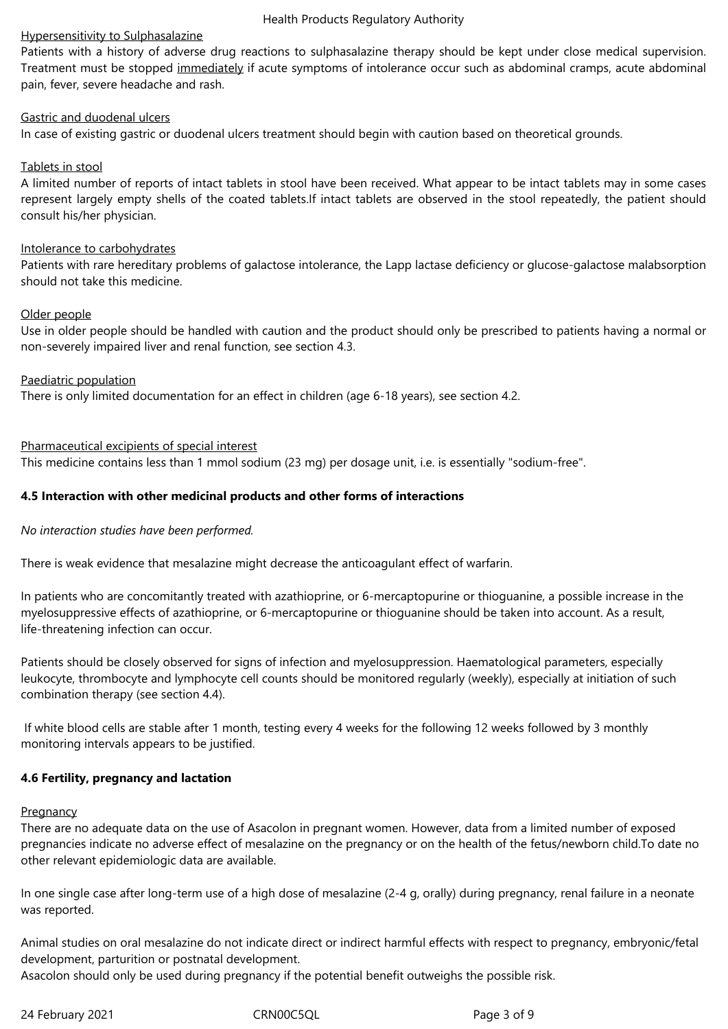Hypersensitivity to Sulphasalazine

Patients with a history of adverse drug reactions to sulphasalazine therapy should be kept under close medical supervision. Treatment must be stopped immediately if acute symptoms of intolerance occur such as abdominal cramps, acute abdominal pain, fever, severe headache and rash.

Gastric and duodenal ulcers

In case of existing gastric or duodenal ulcers treatment should begin with caution based on theoretical grounds.

Tablets in stool

A limited number of reports of intact tablets in stool have been received. What appear to be intact tablets may in some cases represent largely empty shells of the coated tablets.If intact tablets are observed in the stool repeatedly, the patient should consult his/her physician.

Intolerance to carbohydrates

Patients with rare hereditary problems of galactose intolerance, the Lapp lactase deficiency or glucose-galactose malabsorption should not take this medicine.

Older people

Use in older people should be handled with caution and the product should only be prescribed to patients having a normal or non-severely impaired liver and renal function, see section 4.3.

Paediatric population

There is only limited documentation for an effect in children (age 6-18 years), see section 4.2.

Pharmaceutical excipients of special interest

This medicine contains less than 1 mmol sodium (23 mg) per dosage unit, i.e. is essentially "sodium-free".

## 4.5 Interaction with other medicinal products and other forms of interactions

*No interaction studies have been performed.*

There is weak evidence that mesalazine might decrease the anticoagulant effect of warfarin.

In patients who are concomitantly treated with azathioprine, or 6-mercaptopurine or thioguanine, a possible increase in the myelosuppressive effects of azathioprine, or 6-mercaptopurine or thioguanine should be taken into account. As a result, life-threatening infection can occur.

Patients should be closely observed for signs of infection and myelosuppression. Haematological parameters, especially leukocyte, thrombocyte and lymphocyte cell counts should be monitored regularly (weekly), especially at initiation of such combination therapy (see section 4.4).

If white blood cells are stable after 1 month, testing every 4 weeks for the following 12 weeks followed by 3 monthly monitoring intervals appears to be justified.

## 4.6 Fertility, pregnancy and lactation

Pregnancy

There are no adequate data on the use of Asacolon in pregnant women. However, data from a limited number of exposed pregnancies indicate no adverse effect of mesalazine on the pregnancy or on the health of the fetus/newborn child.To date no other relevant epidemiologic data are available.

In one single case after long-term use of a high dose of mesalazine (2-4 g, orally) during pregnancy, renal failure in a neonate was reported.

Animal studies on oral mesalazine do not indicate direct or indirect harmful effects with respect to pregnancy, embryonic/fetal development, parturition or postnatal development.
Asacolon should only be used during pregnancy if the potential benefit outweighs the possible risk.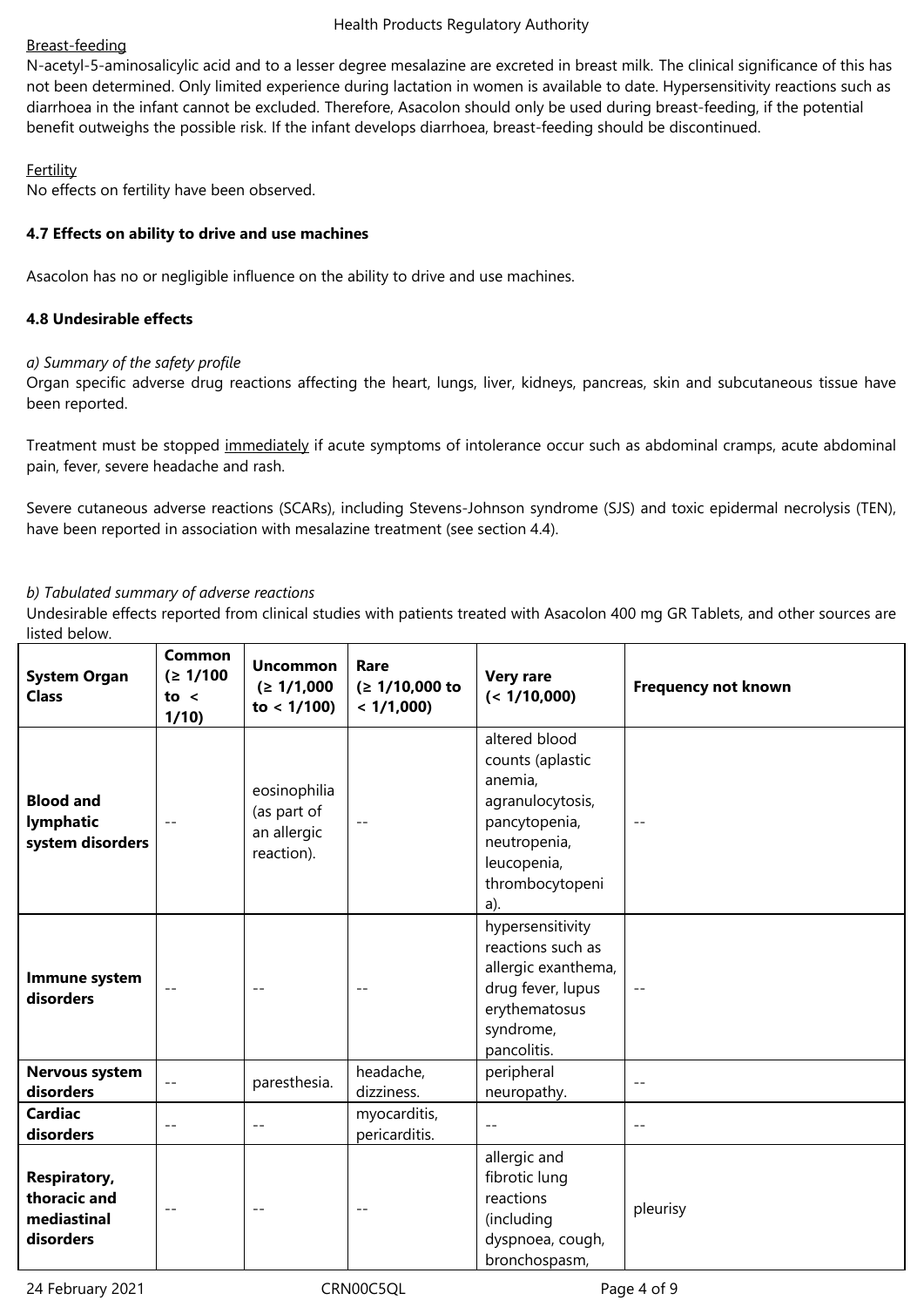Breast-feeding

N-acetyl-5-aminosalicylic acid and to a lesser degree mesalazine are excreted in breast milk. The clinical significance of this has not been determined. Only limited experience during lactation in women is available to date. Hypersensitivity reactions such as diarrhoea in the infant cannot be excluded. Therefore, Asacolon should only be used during breast-feeding, if the potential benefit outweighs the possible risk. If the infant develops diarrhoea, breast-feeding should be discontinued.

Fertility

No effects on fertility have been observed.

**4.7 Effects on ability to drive and use machines**

Asacolon has no or negligible influence on the ability to drive and use machines.

**4.8 Undesirable effects**

*a) Summary of the safety profile*

Organ specific adverse drug reactions affecting the heart, lungs, liver, kidneys, pancreas, skin and subcutaneous tissue have been reported.

Treatment must be stopped immediately if acute symptoms of intolerance occur such as abdominal cramps, acute abdominal pain, fever, severe headache and rash.

Severe cutaneous adverse reactions (SCARs), including Stevens-Johnson syndrome (SJS) and toxic epidermal necrolysis (TEN), have been reported in association with mesalazine treatment (see section 4.4).

*b) Tabulated summary of adverse reactions*

Undesirable effects reported from clinical studies with patients treated with Asacolon 400 mg GR Tablets, and other sources are listed below.

| System Organ Class | Common (≥ 1/100 to < 1/10) | Uncommon (≥ 1/1,000 to < 1/100) | Rare (≥ 1/10,000 to < 1/1,000) | Very rare (< 1/10,000) | Frequency not known |
|---|---|---|---|---|---|
| **Blood and lymphatic system disorders** | -- | eosinophilia (as part of an allergic reaction). | -- | altered blood counts (aplastic anemia, agranulocytosis, pancytopenia, neutropenia, leucopenia, thrombocytopenia). | -- |
| **Immune system disorders** | -- | -- | -- | hypersensitivity reactions such as allergic exanthema, drug fever, lupus erythematosus syndrome, pancolitis. | -- |
| **Nervous system disorders** | -- | paresthesia. | headache, dizziness. | peripheral neuropathy. | -- |
| **Cardiac disorders** | -- | -- | myocarditis, pericarditis. | -- | -- |
| **Respiratory, thoracic and mediastinal disorders** | -- | -- | -- | allergic and fibrotic lung reactions (including dyspnoea, cough, bronchospasm, | pleurisy |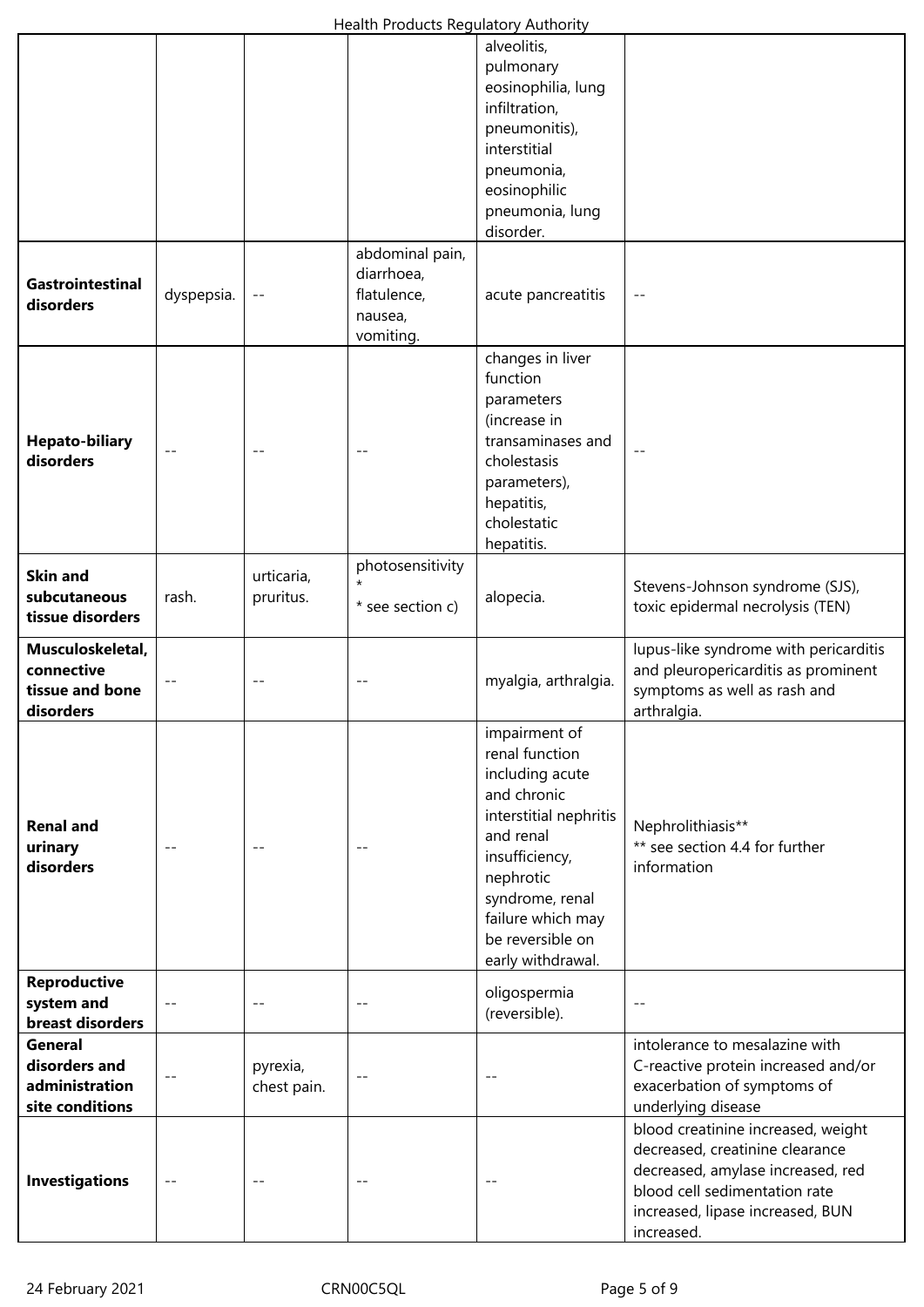| | | | | | |
|---|---|---|---|---|---|
| | | | | alveolitis, pulmonary eosinophilia, lung infiltration, pneumonitis), interstitial pneumonia, eosinophilic pneumonia, lung disorder. | |
| **Gastrointestinal disorders** | dyspepsia. | -- | abdominal pain, diarrhoea, flatulence, nausea, vomiting. | acute pancreatitis | -- |
| **Hepato-biliary disorders** | -- | -- | -- | changes in liver function parameters (increase in transaminases and cholestasis parameters), hepatitis, cholestatic hepatitis. | -- |
| **Skin and subcutaneous tissue disorders** | rash. | urticaria, pruritus. | photosensitivity * <br>* see section c) | alopecia. | Stevens-Johnson syndrome (SJS), toxic epidermal necrolysis (TEN) |
| **Musculoskeletal, connective tissue and bone disorders** | -- | -- | -- | myalgia, arthralgia. | lupus-like syndrome with pericarditis and pleuropericarditis as prominent symptoms as well as rash and arthralgia. |
| **Renal and urinary disorders** | -- | -- | -- | impairment of renal function including acute and chronic interstitial nephritis and renal insufficiency, nephrotic syndrome, renal failure which may be reversible on early withdrawal. | Nephrolithiasis** <br>** see section 4.4 for further information |
| **Reproductive system and breast disorders** | -- | -- | -- | oligospermia (reversible). | -- |
| **General disorders and administration site conditions** | -- | pyrexia, chest pain. | -- | -- | intolerance to mesalazine with C-reactive protein increased and/or exacerbation of symptoms of underlying disease |
| **Investigations** | -- | -- | -- | -- | blood creatinine increased, weight decreased, creatinine clearance decreased, amylase increased, red blood cell sedimentation rate increased, lipase increased, BUN increased. |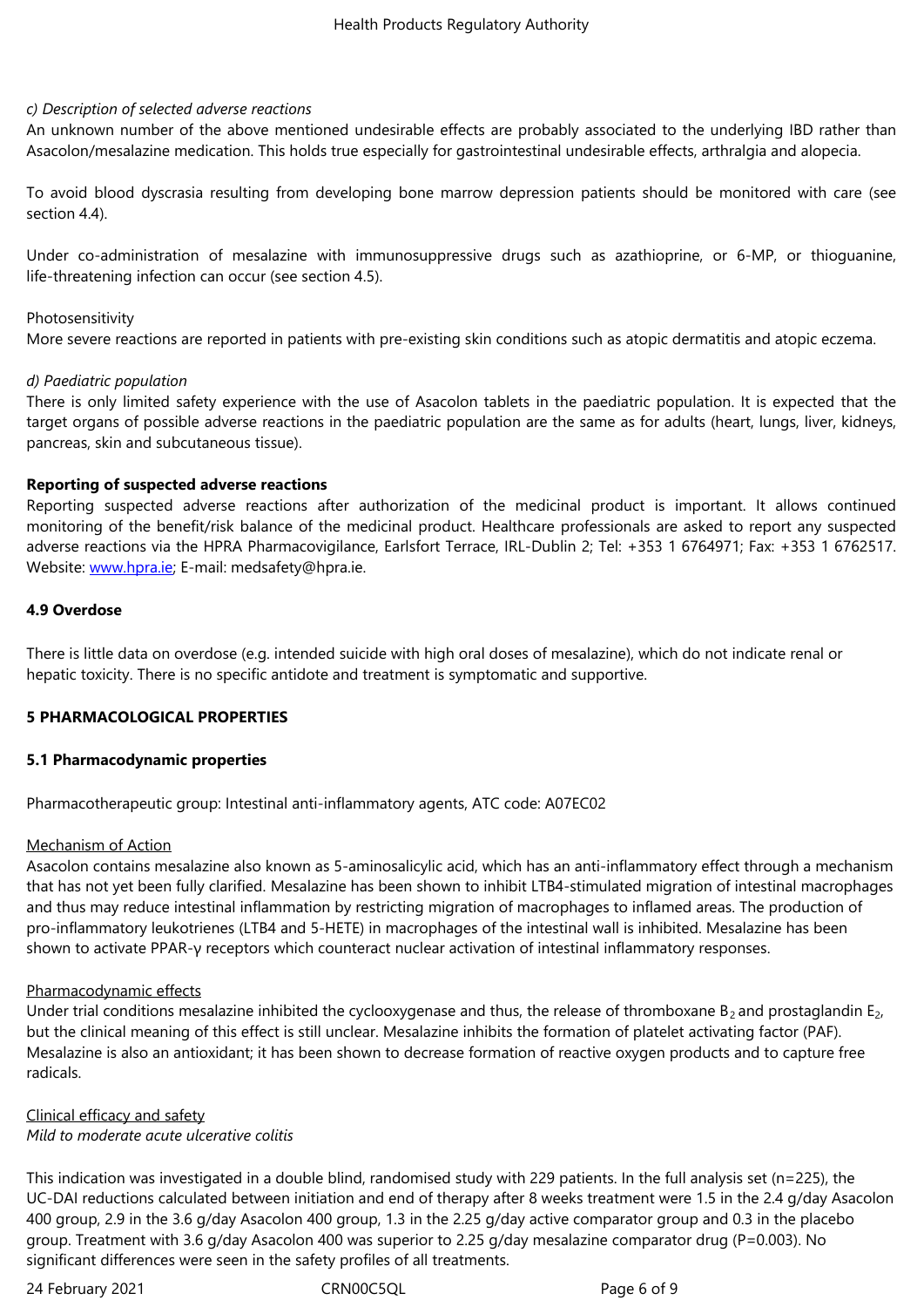*c) Description of selected adverse reactions*

An unknown number of the above mentioned undesirable effects are probably associated to the underlying IBD rather than Asacolon/mesalazine medication. This holds true especially for gastrointestinal undesirable effects, arthralgia and alopecia.

To avoid blood dyscrasia resulting from developing bone marrow depression patients should be monitored with care (see section 4.4).

Under co-administration of mesalazine with immunosuppressive drugs such as azathioprine, or 6-MP, or thioguanine, life-threatening infection can occur (see section 4.5).

Photosensitivity

More severe reactions are reported in patients with pre-existing skin conditions such as atopic dermatitis and atopic eczema.

*d) Paediatric population*

There is only limited safety experience with the use of Asacolon tablets in the paediatric population. It is expected that the target organs of possible adverse reactions in the paediatric population are the same as for adults (heart, lungs, liver, kidneys, pancreas, skin and subcutaneous tissue).

**Reporting of suspected adverse reactions**

Reporting suspected adverse reactions after authorization of the medicinal product is important. It allows continued monitoring of the benefit/risk balance of the medicinal product. Healthcare professionals are asked to report any suspected adverse reactions via the HPRA Pharmacovigilance, Earlsfort Terrace, IRL-Dublin 2; Tel: +353 1 6764971; Fax: +353 1 6762517. Website: www.hpra.ie; E-mail: medsafety@hpra.ie.

**4.9 Overdose**

There is little data on overdose (e.g. intended suicide with high oral doses of mesalazine), which do not indicate renal or hepatic toxicity. There is no specific antidote and treatment is symptomatic and supportive.

## 5 PHARMACOLOGICAL PROPERTIES

### 5.1 Pharmacodynamic properties

Pharmacotherapeutic group: Intestinal anti-inflammatory agents, ATC code: A07EC02

Mechanism of Action

Asacolon contains mesalazine also known as 5-aminosalicylic acid, which has an anti-inflammatory effect through a mechanism that has not yet been fully clarified. Mesalazine has been shown to inhibit LTB4-stimulated migration of intestinal macrophages and thus may reduce intestinal inflammation by restricting migration of macrophages to inflamed areas. The production of pro-inflammatory leukotrienes (LTB4 and 5-HETE) in macrophages of the intestinal wall is inhibited. Mesalazine has been shown to activate PPAR-γ receptors which counteract nuclear activation of intestinal inflammatory responses.

Pharmacodynamic effects

Under trial conditions mesalazine inhibited the cyclooxygenase and thus, the release of thromboxane $B_2$ and prostaglandin $E_2$, but the clinical meaning of this effect is still unclear. Mesalazine inhibits the formation of platelet activating factor (PAF). Mesalazine is also an antioxidant; it has been shown to decrease formation of reactive oxygen products and to capture free radicals.

Clinical efficacy and safety

*Mild to moderate acute ulcerative colitis*

This indication was investigated in a double blind, randomised study with 229 patients. In the full analysis set (n=225), the UC-DAI reductions calculated between initiation and end of therapy after 8 weeks treatment were 1.5 in the 2.4 g/day Asacolon 400 group, 2.9 in the 3.6 g/day Asacolon 400 group, 1.3 in the 2.25 g/day active comparator group and 0.3 in the placebo group. Treatment with 3.6 g/day Asacolon 400 was superior to 2.25 g/day mesalazine comparator drug (P=0.003). No significant differences were seen in the safety profiles of all treatments.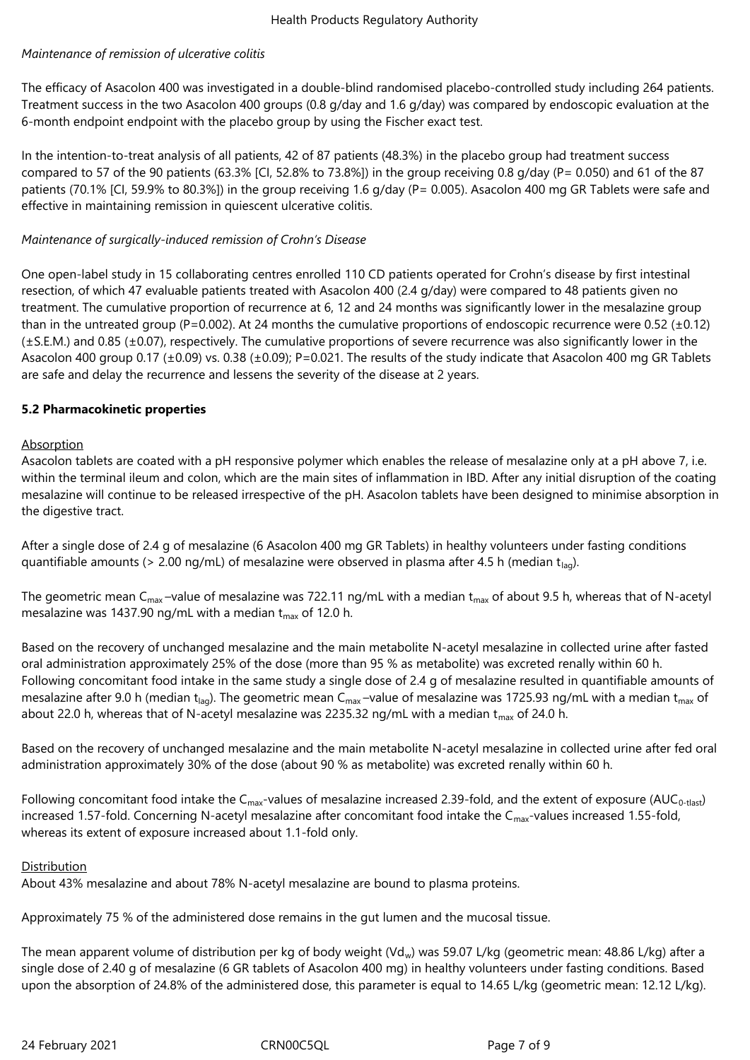*Maintenance of remission of ulcerative colitis*

The efficacy of Asacolon 400 was investigated in a double-blind randomised placebo-controlled study including 264 patients. Treatment success in the two Asacolon 400 groups (0.8 g/day and 1.6 g/day) was compared by endoscopic evaluation at the 6-month endpoint endpoint with the placebo group by using the Fischer exact test.

In the intention-to-treat analysis of all patients, 42 of 87 patients (48.3%) in the placebo group had treatment success compared to 57 of the 90 patients (63.3% [CI, 52.8% to 73.8%]) in the group receiving 0.8 g/day (P= 0.050) and 61 of the 87 patients (70.1% [CI, 59.9% to 80.3%]) in the group receiving 1.6 g/day (P= 0.005). Asacolon 400 mg GR Tablets were safe and effective in maintaining remission in quiescent ulcerative colitis.

*Maintenance of surgically-induced remission of Crohn's Disease*

One open-label study in 15 collaborating centres enrolled 110 CD patients operated for Crohn's disease by first intestinal resection, of which 47 evaluable patients treated with Asacolon 400 (2.4 g/day) were compared to 48 patients given no treatment. The cumulative proportion of recurrence at 6, 12 and 24 months was significantly lower in the mesalazine group than in the untreated group (P=0.002). At 24 months the cumulative proportions of endoscopic recurrence were 0.52 (±0.12) (±S.E.M.) and 0.85 (±0.07), respectively. The cumulative proportions of severe recurrence was also significantly lower in the Asacolon 400 group 0.17 (±0.09) vs. 0.38 (±0.09); P=0.021. The results of the study indicate that Asacolon 400 mg GR Tablets are safe and delay the recurrence and lessens the severity of the disease at 2 years.

**5.2 Pharmacokinetic properties**

Absorption

Asacolon tablets are coated with a pH responsive polymer which enables the release of mesalazine only at a pH above 7, i.e. within the terminal ileum and colon, which are the main sites of inflammation in IBD. After any initial disruption of the coating mesalazine will continue to be released irrespective of the pH. Asacolon tablets have been designed to minimise absorption in the digestive tract.

After a single dose of 2.4 g of mesalazine (6 Asacolon 400 mg GR Tablets) in healthy volunteers under fasting conditions quantifiable amounts (> 2.00 ng/mL) of mesalazine were observed in plasma after 4.5 h (median $t_{lag}$).

The geometric mean $C_{max}$ –value of mesalazine was 722.11 ng/mL with a median $t_{max}$ of about 9.5 h, whereas that of N-acetyl mesalazine was 1437.90 ng/mL with a median $t_{max}$ of 12.0 h.

Based on the recovery of unchanged mesalazine and the main metabolite N-acetyl mesalazine in collected urine after fasted oral administration approximately 25% of the dose (more than 95 % as metabolite) was excreted renally within 60 h. Following concomitant food intake in the same study a single dose of 2.4 g of mesalazine resulted in quantifiable amounts of mesalazine after 9.0 h (median $t_{lag}$). The geometric mean $C_{max}$ –value of mesalazine was 1725.93 ng/mL with a median $t_{max}$ of about 22.0 h, whereas that of N-acetyl mesalazine was 2235.32 ng/mL with a median $t_{max}$ of 24.0 h.

Based on the recovery of unchanged mesalazine and the main metabolite N-acetyl mesalazine in collected urine after fed oral administration approximately 30% of the dose (about 90 % as metabolite) was excreted renally within 60 h.

Following concomitant food intake the $C_{max}$-values of mesalazine increased 2.39-fold, and the extent of exposure ($AUC_{0-tlast}$) increased 1.57-fold. Concerning N-acetyl mesalazine after concomitant food intake the $C_{max}$-values increased 1.55-fold, whereas its extent of exposure increased about 1.1-fold only.

Distribution

About 43% mesalazine and about 78% N-acetyl mesalazine are bound to plasma proteins.

Approximately 75 % of the administered dose remains in the gut lumen and the mucosal tissue.

The mean apparent volume of distribution per kg of body weight ($Vd_w$) was 59.07 L/kg (geometric mean: 48.86 L/kg) after a single dose of 2.40 g of mesalazine (6 GR tablets of Asacolon 400 mg) in healthy volunteers under fasting conditions. Based upon the absorption of 24.8% of the administered dose, this parameter is equal to 14.65 L/kg (geometric mean: 12.12 L/kg).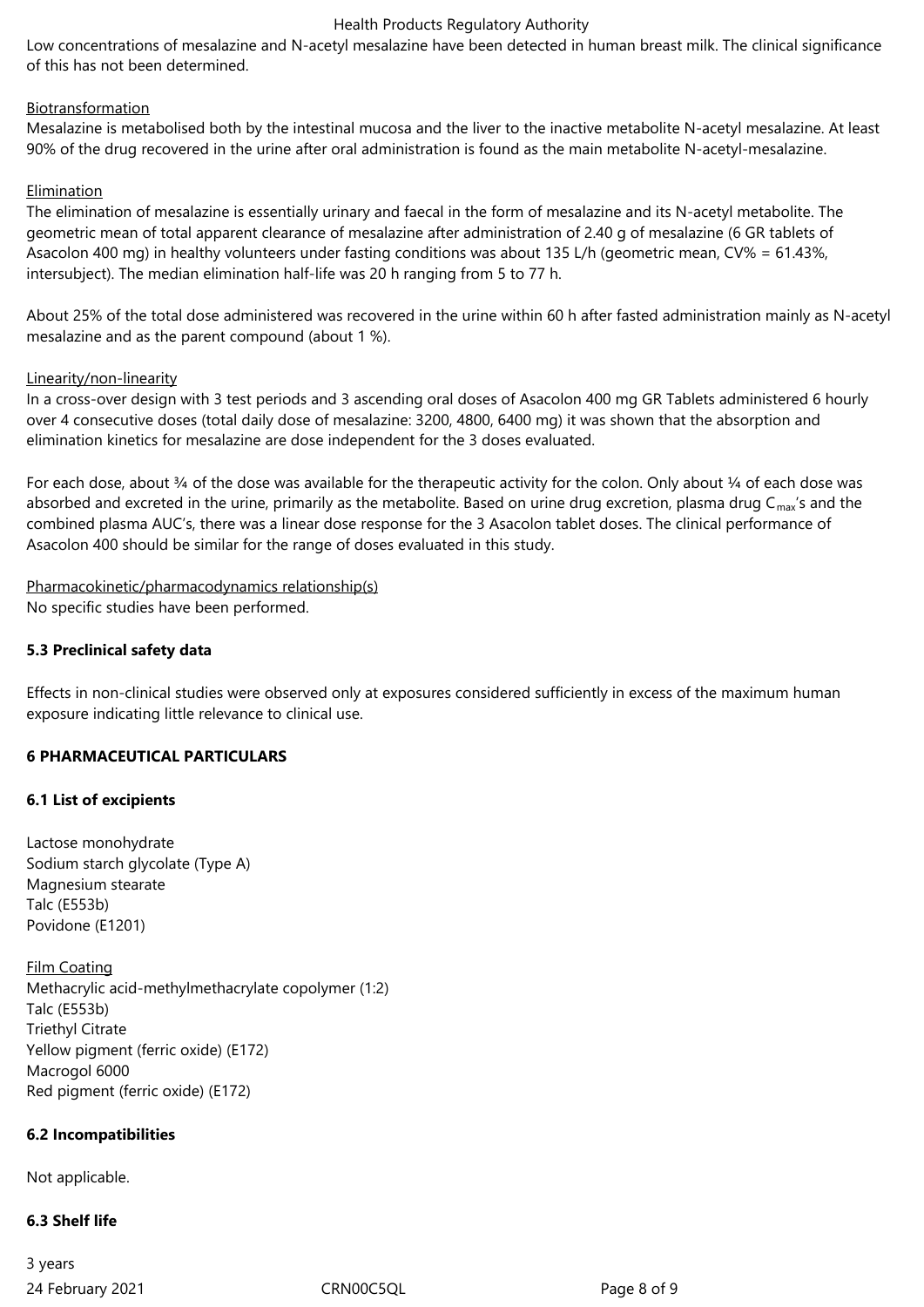Low concentrations of mesalazine and N-acetyl mesalazine have been detected in human breast milk. The clinical significance of this has not been determined.

Biotransformation

Mesalazine is metabolised both by the intestinal mucosa and the liver to the inactive metabolite N-acetyl mesalazine. At least 90% of the drug recovered in the urine after oral administration is found as the main metabolite N-acetyl-mesalazine.

Elimination

The elimination of mesalazine is essentially urinary and faecal in the form of mesalazine and its N-acetyl metabolite. The geometric mean of total apparent clearance of mesalazine after administration of 2.40 g of mesalazine (6 GR tablets of Asacolon 400 mg) in healthy volunteers under fasting conditions was about 135 L/h (geometric mean, CV% = 61.43%, intersubject). The median elimination half-life was 20 h ranging from 5 to 77 h.

About 25% of the total dose administered was recovered in the urine within 60 h after fasted administration mainly as N-acetyl mesalazine and as the parent compound (about 1 %).

Linearity/non-linearity

In a cross-over design with 3 test periods and 3 ascending oral doses of Asacolon 400 mg GR Tablets administered 6 hourly over 4 consecutive doses (total daily dose of mesalazine: 3200, 4800, 6400 mg) it was shown that the absorption and elimination kinetics for mesalazine are dose independent for the 3 doses evaluated.

For each dose, about ¾ of the dose was available for the therapeutic activity for the colon. Only about ¼ of each dose was absorbed and excreted in the urine, primarily as the metabolite. Based on urine drug excretion, plasma drug $C_{max}$'s and the combined plasma AUC's, there was a linear dose response for the 3 Asacolon tablet doses. The clinical performance of Asacolon 400 should be similar for the range of doses evaluated in this study.

Pharmacokinetic/pharmacodynamics relationship(s)

No specific studies have been performed.

### 5.3 Preclinical safety data

Effects in non-clinical studies were observed only at exposures considered sufficiently in excess of the maximum human exposure indicating little relevance to clinical use.

## 6 PHARMACEUTICAL PARTICULARS

### 6.1 List of excipients

Lactose monohydrate
Sodium starch glycolate (Type A)
Magnesium stearate
Talc (E553b)
Povidone (E1201)

Film Coating
Methacrylic acid-methylmethacrylate copolymer (1:2)
Talc (E553b)
Triethyl Citrate
Yellow pigment (ferric oxide) (E172)
Macrogol 6000
Red pigment (ferric oxide) (E172)

### 6.2 Incompatibilities

Not applicable.

### 6.3 Shelf life

3 years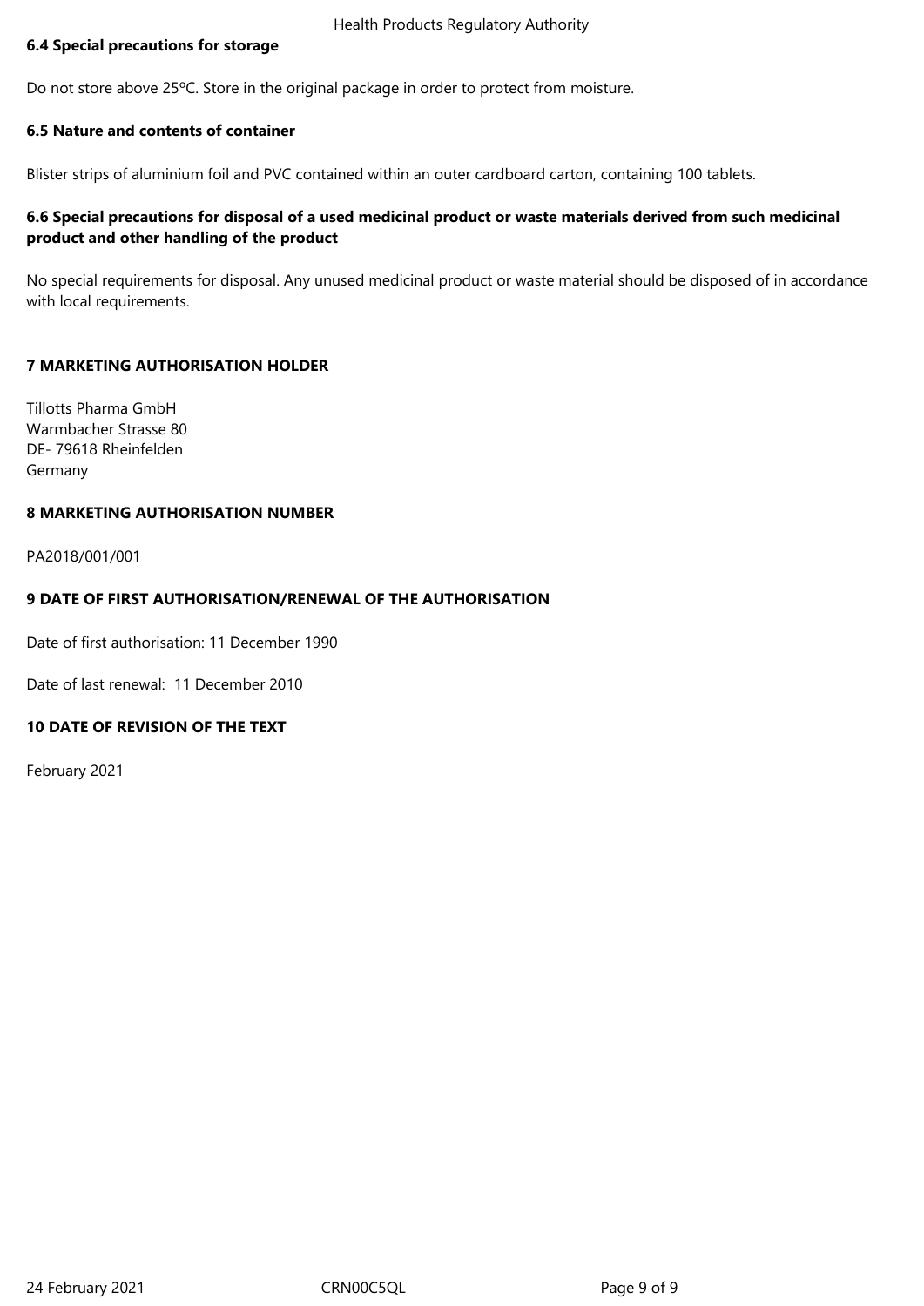### 6.4 Special precautions for storage

Do not store above 25ºC. Store in the original package in order to protect from moisture.

### 6.5 Nature and contents of container

Blister strips of aluminium foil and PVC contained within an outer cardboard carton, containing 100 tablets.

### 6.6 Special precautions for disposal of a used medicinal product or waste materials derived from such medicinal product and other handling of the product

No special requirements for disposal. Any unused medicinal product or waste material should be disposed of in accordance with local requirements.

## 7 MARKETING AUTHORISATION HOLDER

Tillotts Pharma GmbH
Warmbacher Strasse 80
DE- 79618 Rheinfelden
Germany

## 8 MARKETING AUTHORISATION NUMBER

PA2018/001/001

## 9 DATE OF FIRST AUTHORISATION/RENEWAL OF THE AUTHORISATION

Date of first authorisation: 11 December 1990

Date of last renewal: 11 December 2010

## 10 DATE OF REVISION OF THE TEXT

February 2021